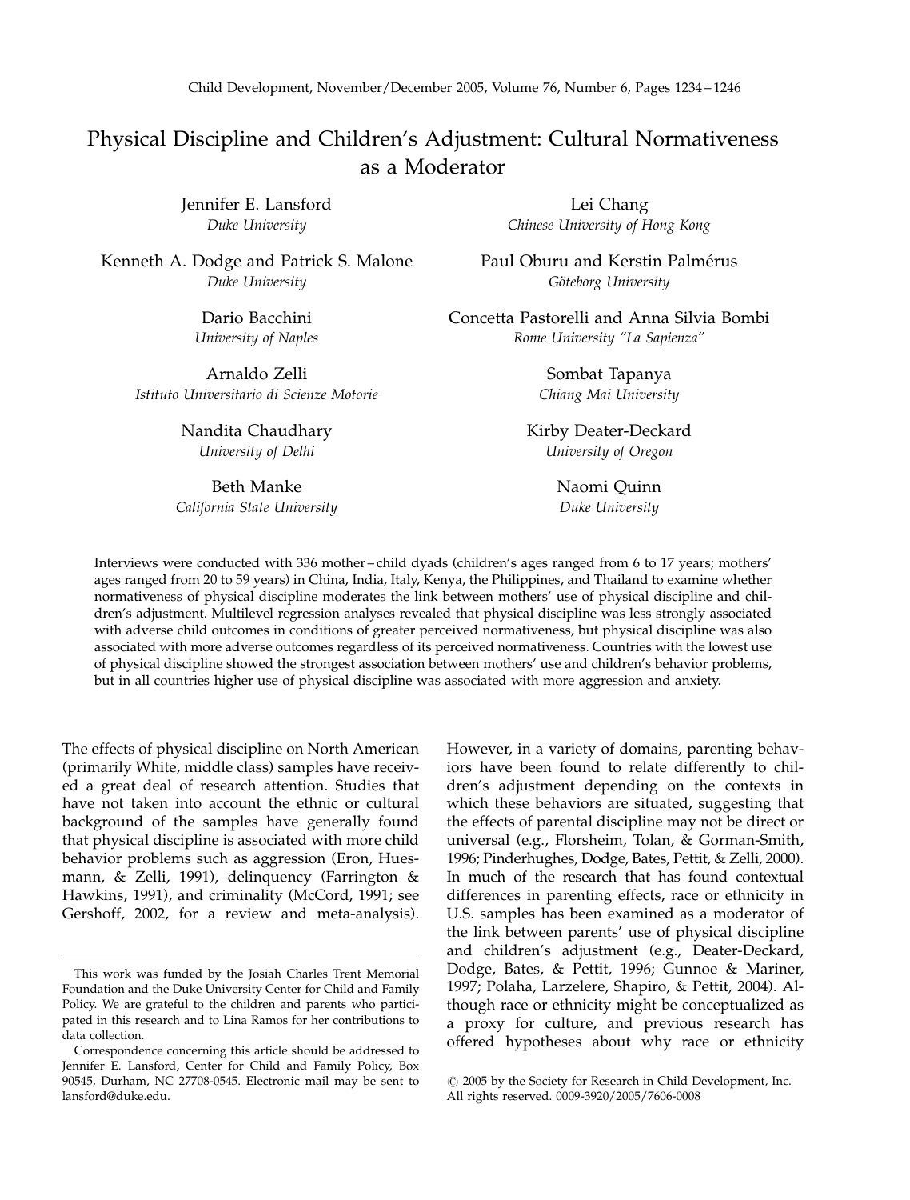# Physical Discipline and Children's Adjustment: Cultural Normativeness as a Moderator

Jennifer E. Lansford
*Duke University*

Lei Chang
*Chinese University of Hong Kong*

Kenneth A. Dodge and Patrick S. Malone
*Duke University*

Paul Oburu and Kerstin Palmérus
*Göteborg University*

Dario Bacchini
*University of Naples*

Concetta Pastorelli and Anna Silvia Bombi
*Rome University "La Sapienza"*

Arnaldo Zelli
*Istituto Universitario di Scienze Motorie*

Sombat Tapanya
*Chiang Mai University*

Nandita Chaudhary
*University of Delhi*

Kirby Deater-Deckard
*University of Oregon*

Beth Manke
*California State University*

Naomi Quinn
*Duke University*

Interviews were conducted with 336 mother–child dyads (children's ages ranged from 6 to 17 years; mothers' ages ranged from 20 to 59 years) in China, India, Italy, Kenya, the Philippines, and Thailand to examine whether normativeness of physical discipline moderates the link between mothers' use of physical discipline and children's adjustment. Multilevel regression analyses revealed that physical discipline was less strongly associated with adverse child outcomes in conditions of greater perceived normativeness, but physical discipline was also associated with more adverse outcomes regardless of its perceived normativeness. Countries with the lowest use of physical discipline showed the strongest association between mothers' use and children's behavior problems, but in all countries higher use of physical discipline was associated with more aggression and anxiety.

The effects of physical discipline on North American (primarily White, middle class) samples have received a great deal of research attention. Studies that have not taken into account the ethnic or cultural background of the samples have generally found that physical discipline is associated with more child behavior problems such as aggression (Eron, Huesmann, & Zelli, 1991), delinquency (Farrington & Hawkins, 1991), and criminality (McCord, 1991; see Gershoff, 2002, for a review and meta-analysis). However, in a variety of domains, parenting behaviors have been found to relate differently to children's adjustment depending on the contexts in which these behaviors are situated, suggesting that the effects of parental discipline may not be direct or universal (e.g., Florsheim, Tolan, & Gorman-Smith, 1996; Pinderhughes, Dodge, Bates, Pettit, & Zelli, 2000). In much of the research that has found contextual differences in parenting effects, race or ethnicity in U.S. samples has been examined as a moderator of the link between parents' use of physical discipline and children's adjustment (e.g., Deater-Deckard, Dodge, Bates, & Pettit, 1996; Gunnoe & Mariner, 1997; Polaha, Larzelere, Shapiro, & Pettit, 2004). Although race or ethnicity might be conceptualized as a proxy for culture, and previous research has offered hypotheses about why race or ethnicity

This work was funded by the Josiah Charles Trent Memorial Foundation and the Duke University Center for Child and Family Policy. We are grateful to the children and parents who participated in this research and to Lina Ramos for her contributions to data collection.

Correspondence concerning this article should be addressed to Jennifer E. Lansford, Center for Child and Family Policy, Box 90545, Durham, NC 27708-0545. Electronic mail may be sent to lansford@duke.edu.

© 2005 by the Society for Research in Child Development, Inc. All rights reserved. 0009-3920/2005/7606-0008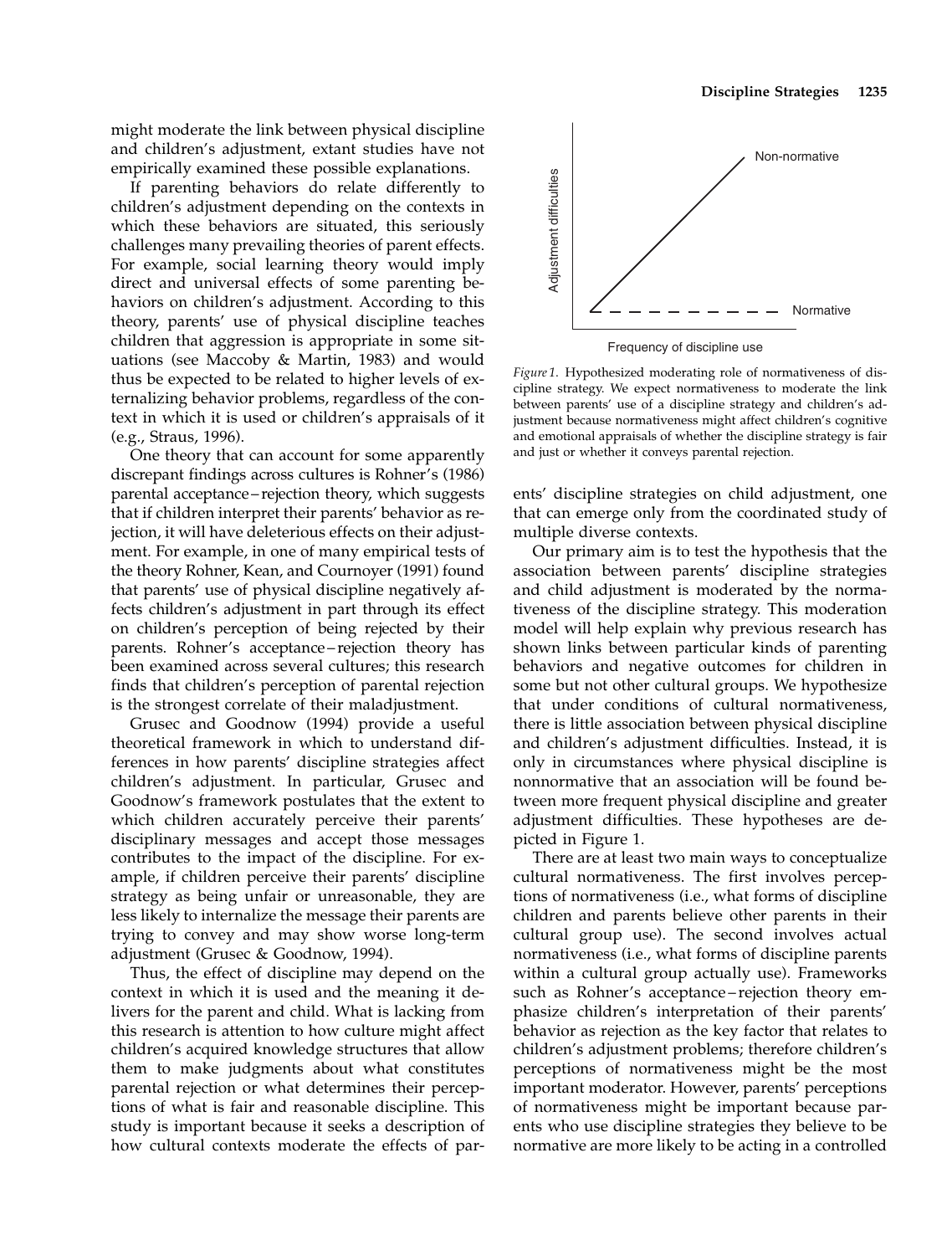might moderate the link between physical discipline and children's adjustment, extant studies have not empirically examined these possible explanations.

If parenting behaviors do relate differently to children's adjustment depending on the contexts in which these behaviors are situated, this seriously challenges many prevailing theories of parent effects. For example, social learning theory would imply direct and universal effects of some parenting behaviors on children's adjustment. According to this theory, parents' use of physical discipline teaches children that aggression is appropriate in some situations (see Maccoby & Martin, 1983) and would thus be expected to be related to higher levels of externalizing behavior problems, regardless of the context in which it is used or children's appraisals of it (e.g., Straus, 1996).

One theory that can account for some apparently discrepant findings across cultures is Rohner's (1986) parental acceptance–rejection theory, which suggests that if children interpret their parents' behavior as rejection, it will have deleterious effects on their adjustment. For example, in one of many empirical tests of the theory Rohner, Kean, and Cournoyer (1991) found that parents' use of physical discipline negatively affects children's adjustment in part through its effect on children's perception of being rejected by their parents. Rohner's acceptance–rejection theory has been examined across several cultures; this research finds that children's perception of parental rejection is the strongest correlate of their maladjustment.

Grusec and Goodnow (1994) provide a useful theoretical framework in which to understand differences in how parents' discipline strategies affect children's adjustment. In particular, Grusec and Goodnow's framework postulates that the extent to which children accurately perceive their parents' disciplinary messages and accept those messages contributes to the impact of the discipline. For example, if children perceive their parents' discipline strategy as being unfair or unreasonable, they are less likely to internalize the message their parents are trying to convey and may show worse long-term adjustment (Grusec & Goodnow, 1994).

Thus, the effect of discipline may depend on the context in which it is used and the meaning it delivers for the parent and child. What is lacking from this research is attention to how culture might affect children's acquired knowledge structures that allow them to make judgments about what constitutes parental rejection or what determines their perceptions of what is fair and reasonable discipline. This study is important because it seeks a description of how cultural contexts moderate the effects of parents' discipline strategies on child adjustment, one that can emerge only from the coordinated study of multiple diverse contexts.

*Figure 1.* Hypothesized moderating role of normativeness of discipline strategy. We expect normativeness to moderate the link between parents' use of a discipline strategy and children's adjustment because normativeness might affect children's cognitive and emotional appraisals of whether the discipline strategy is fair and just or whether it conveys parental rejection.

Our primary aim is to test the hypothesis that the association between parents' discipline strategies and child adjustment is moderated by the normativeness of the discipline strategy. This moderation model will help explain why previous research has shown links between particular kinds of parenting behaviors and negative outcomes for children in some but not other cultural groups. We hypothesize that under conditions of cultural normativeness, there is little association between physical discipline and children's adjustment difficulties. Instead, it is only in circumstances where physical discipline is nonnormative that an association will be found between more frequent physical discipline and greater adjustment difficulties. These hypotheses are depicted in Figure 1.

There are at least two main ways to conceptualize cultural normativeness. The first involves perceptions of normativeness (i.e., what forms of discipline children and parents believe other parents in their cultural group use). The second involves actual normativeness (i.e., what forms of discipline parents within a cultural group actually use). Frameworks such as Rohner's acceptance–rejection theory emphasize children's interpretation of their parents' behavior as rejection as the key factor that relates to children's adjustment problems; therefore children's perceptions of normativeness might be the most important moderator. However, parents' perceptions of normativeness might be important because parents who use discipline strategies they believe to be normative are more likely to be acting in a controlled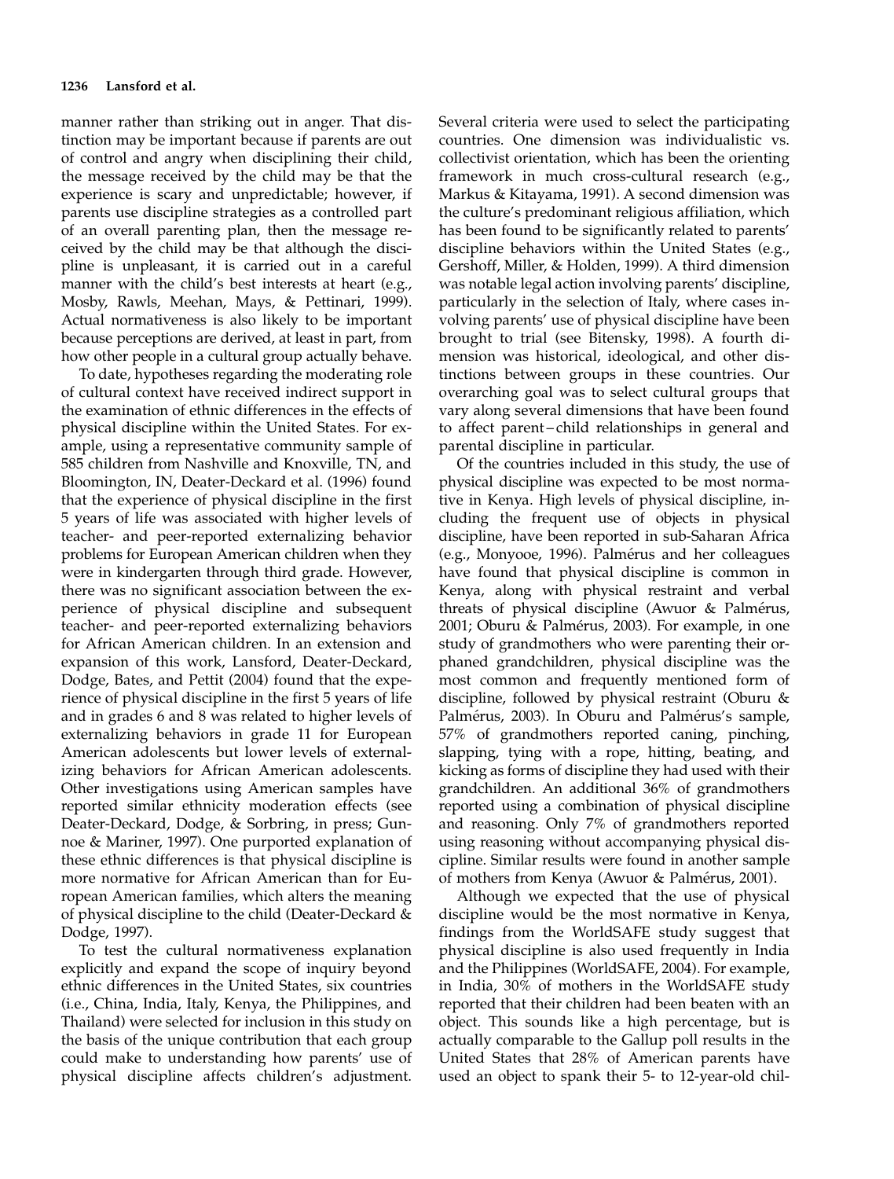manner rather than striking out in anger. That distinction may be important because if parents are out of control and angry when disciplining their child, the message received by the child may be that the experience is scary and unpredictable; however, if parents use discipline strategies as a controlled part of an overall parenting plan, then the message received by the child may be that although the discipline is unpleasant, it is carried out in a careful manner with the child's best interests at heart (e.g., Mosby, Rawls, Meehan, Mays, & Pettinari, 1999). Actual normativeness is also likely to be important because perceptions are derived, at least in part, from how other people in a cultural group actually behave.

To date, hypotheses regarding the moderating role of cultural context have received indirect support in the examination of ethnic differences in the effects of physical discipline within the United States. For example, using a representative community sample of 585 children from Nashville and Knoxville, TN, and Bloomington, IN, Deater-Deckard et al. (1996) found that the experience of physical discipline in the first 5 years of life was associated with higher levels of teacher- and peer-reported externalizing behavior problems for European American children when they were in kindergarten through third grade. However, there was no significant association between the experience of physical discipline and subsequent teacher- and peer-reported externalizing behaviors for African American children. In an extension and expansion of this work, Lansford, Deater-Deckard, Dodge, Bates, and Pettit (2004) found that the experience of physical discipline in the first 5 years of life and in grades 6 and 8 was related to higher levels of externalizing behaviors in grade 11 for European American adolescents but lower levels of externalizing behaviors for African American adolescents. Other investigations using American samples have reported similar ethnicity moderation effects (see Deater-Deckard, Dodge, & Sorbring, in press; Gunnoe & Mariner, 1997). One purported explanation of these ethnic differences is that physical discipline is more normative for African American than for European American families, which alters the meaning of physical discipline to the child (Deater-Deckard & Dodge, 1997).

To test the cultural normativeness explanation explicitly and expand the scope of inquiry beyond ethnic differences in the United States, six countries (i.e., China, India, Italy, Kenya, the Philippines, and Thailand) were selected for inclusion in this study on the basis of the unique contribution that each group could make to understanding how parents' use of physical discipline affects children's adjustment. Several criteria were used to select the participating countries. One dimension was individualistic vs. collectivist orientation, which has been the orienting framework in much cross-cultural research (e.g., Markus & Kitayama, 1991). A second dimension was the culture's predominant religious affiliation, which has been found to be significantly related to parents' discipline behaviors within the United States (e.g., Gershoff, Miller, & Holden, 1999). A third dimension was notable legal action involving parents' discipline, particularly in the selection of Italy, where cases involving parents' use of physical discipline have been brought to trial (see Bitensky, 1998). A fourth dimension was historical, ideological, and other distinctions between groups in these countries. Our overarching goal was to select cultural groups that vary along several dimensions that have been found to affect parent–child relationships in general and parental discipline in particular.

Of the countries included in this study, the use of physical discipline was expected to be most normative in Kenya. High levels of physical discipline, including the frequent use of objects in physical discipline, have been reported in sub-Saharan Africa (e.g., Monyooe, 1996). Palmérus and her colleagues have found that physical discipline is common in Kenya, along with physical restraint and verbal threats of physical discipline (Awuor & Palmérus, 2001; Oburu & Palmérus, 2003). For example, in one study of grandmothers who were parenting their orphaned grandchildren, physical discipline was the most common and frequently mentioned form of discipline, followed by physical restraint (Oburu & Palmérus, 2003). In Oburu and Palmérus's sample, 57% of grandmothers reported caning, pinching, slapping, tying with a rope, hitting, beating, and kicking as forms of discipline they had used with their grandchildren. An additional 36% of grandmothers reported using a combination of physical discipline and reasoning. Only 7% of grandmothers reported using reasoning without accompanying physical discipline. Similar results were found in another sample of mothers from Kenya (Awuor & Palmérus, 2001).

Although we expected that the use of physical discipline would be the most normative in Kenya, findings from the WorldSAFE study suggest that physical discipline is also used frequently in India and the Philippines (WorldSAFE, 2004). For example, in India, 30% of mothers in the WorldSAFE study reported that their children had been beaten with an object. This sounds like a high percentage, but is actually comparable to the Gallup poll results in the United States that 28% of American parents have used an object to spank their 5- to 12-year-old chil-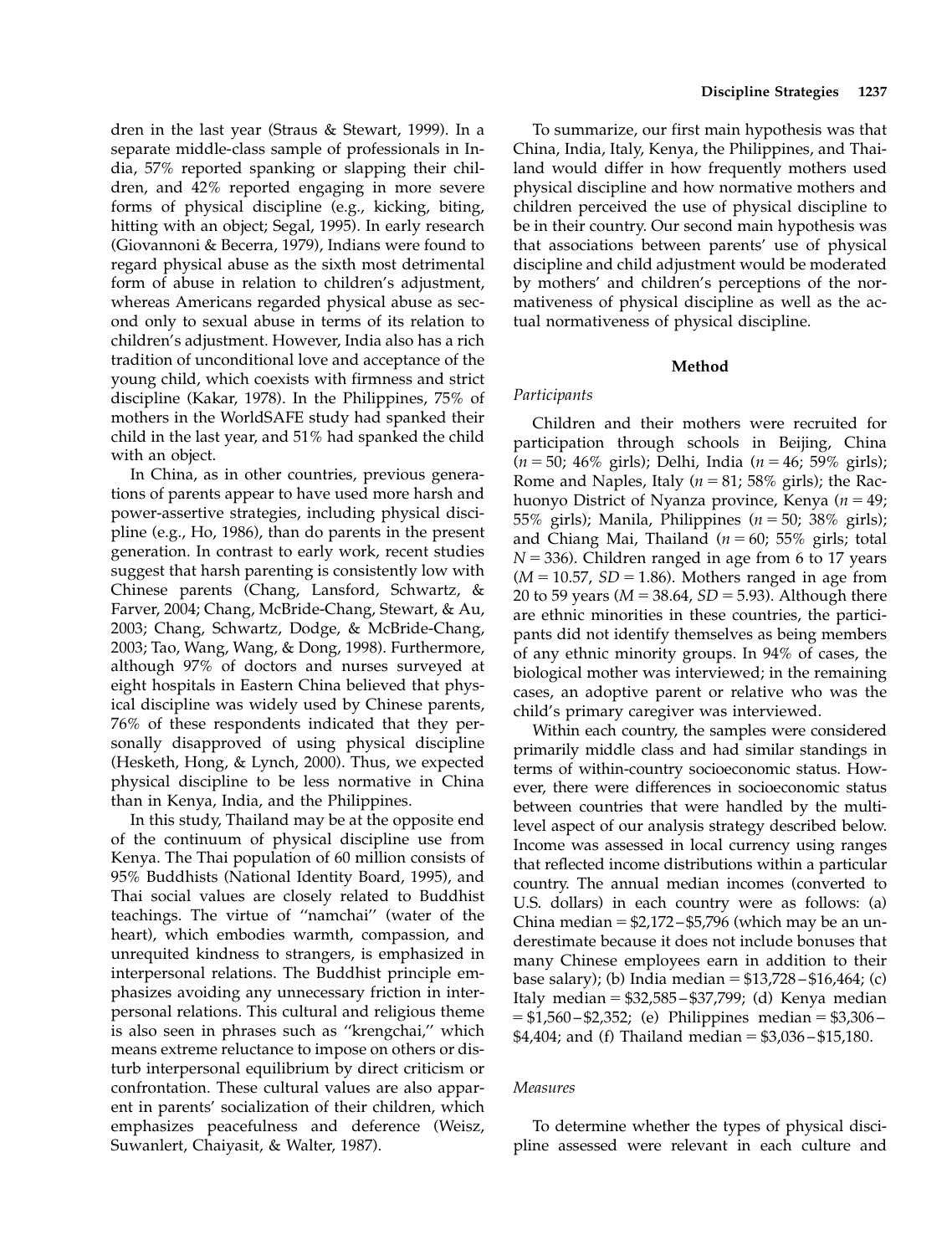dren in the last year (Straus & Stewart, 1999). In a separate middle-class sample of professionals in India, 57% reported spanking or slapping their children, and 42% reported engaging in more severe forms of physical discipline (e.g., kicking, biting, hitting with an object; Segal, 1995). In early research (Giovannoni & Becerra, 1979), Indians were found to regard physical abuse as the sixth most detrimental form of abuse in relation to children's adjustment, whereas Americans regarded physical abuse as second only to sexual abuse in terms of its relation to children's adjustment. However, India also has a rich tradition of unconditional love and acceptance of the young child, which coexists with firmness and strict discipline (Kakar, 1978). In the Philippines, 75% of mothers in the WorldSAFE study had spanked their child in the last year, and 51% had spanked the child with an object.

In China, as in other countries, previous generations of parents appear to have used more harsh and power-assertive strategies, including physical discipline (e.g., Ho, 1986), than do parents in the present generation. In contrast to early work, recent studies suggest that harsh parenting is consistently low with Chinese parents (Chang, Lansford, Schwartz, & Farver, 2004; Chang, McBride-Chang, Stewart, & Au, 2003; Chang, Schwartz, Dodge, & McBride-Chang, 2003; Tao, Wang, Wang, & Dong, 1998). Furthermore, although 97% of doctors and nurses surveyed at eight hospitals in Eastern China believed that physical discipline was widely used by Chinese parents, 76% of these respondents indicated that they personally disapproved of using physical discipline (Hesketh, Hong, & Lynch, 2000). Thus, we expected physical discipline to be less normative in China than in Kenya, India, and the Philippines.

In this study, Thailand may be at the opposite end of the continuum of physical discipline use from Kenya. The Thai population of 60 million consists of 95% Buddhists (National Identity Board, 1995), and Thai social values are closely related to Buddhist teachings. The virtue of ''namchai'' (water of the heart), which embodies warmth, compassion, and unrequited kindness to strangers, is emphasized in interpersonal relations. The Buddhist principle emphasizes avoiding any unnecessary friction in interpersonal relations. This cultural and religious theme is also seen in phrases such as ''krengchai,'' which means extreme reluctance to impose on others or disturb interpersonal equilibrium by direct criticism or confrontation. These cultural values are also apparent in parents' socialization of their children, which emphasizes peacefulness and deference (Weisz, Suwanlert, Chaiyasit, & Walter, 1987).

To summarize, our first main hypothesis was that China, India, Italy, Kenya, the Philippines, and Thailand would differ in how frequently mothers used physical discipline and how normative mothers and children perceived the use of physical discipline to be in their country. Our second main hypothesis was that associations between parents' use of physical discipline and child adjustment would be moderated by mothers' and children's perceptions of the normativeness of physical discipline as well as the actual normativeness of physical discipline.

## Method

### Participants

Children and their mothers were recruited for participation through schools in Beijing, China ($n = 50$; 46% girls); Delhi, India ($n = 46$; 59% girls); Rome and Naples, Italy ($n = 81$; 58% girls); the Rachuonyo District of Nyanza province, Kenya ($n = 49$; 55% girls); Manila, Philippines ($n = 50$; 38% girls); and Chiang Mai, Thailand ($n = 60$; 55% girls; total $N = 336$). Children ranged in age from 6 to 17 years ($M = 10.57$, $SD = 1.86$). Mothers ranged in age from 20 to 59 years ($M = 38.64$, $SD = 5.93$). Although there are ethnic minorities in these countries, the participants did not identify themselves as being members of any ethnic minority groups. In 94% of cases, the biological mother was interviewed; in the remaining cases, an adoptive parent or relative who was the child's primary caregiver was interviewed.

Within each country, the samples were considered primarily middle class and had similar standings in terms of within-country socioeconomic status. However, there were differences in socioeconomic status between countries that were handled by the multilevel aspect of our analysis strategy described below. Income was assessed in local currency using ranges that reflected income distributions within a particular country. The annual median incomes (converted to U.S. dollars) in each country were as follows: (a) China median = \$2,172 – \$5,796 (which may be an underestimate because it does not include bonuses that many Chinese employees earn in addition to their base salary); (b) India median = \$13,728 – \$16,464; (c) Italy median = \$32,585 – \$37,799; (d) Kenya median = \$1,560 – \$2,352; (e) Philippines median = \$3,306 – \$4,404; and (f) Thailand median = \$3,036 – \$15,180.

### Measures

To determine whether the types of physical discipline assessed were relevant in each culture and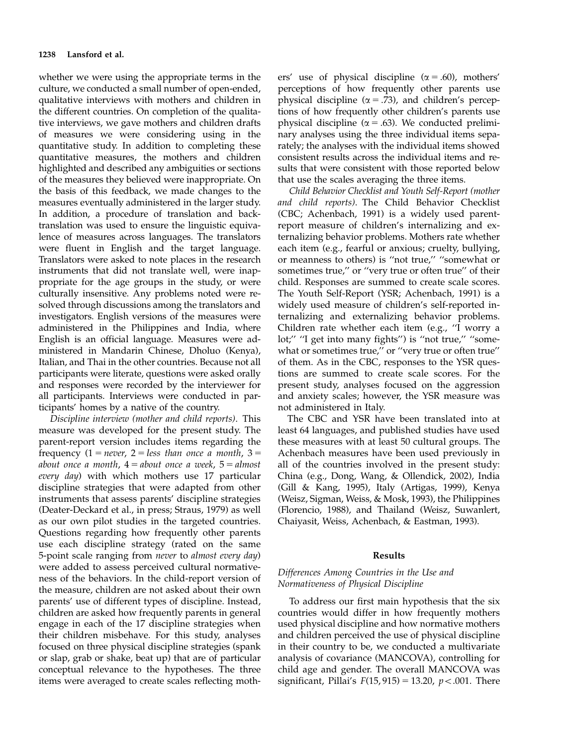whether we were using the appropriate terms in the culture, we conducted a small number of open-ended, qualitative interviews with mothers and children in the different countries. On completion of the qualitative interviews, we gave mothers and children drafts of measures we were considering using in the quantitative study. In addition to completing these quantitative measures, the mothers and children highlighted and described any ambiguities or sections of the measures they believed were inappropriate. On the basis of this feedback, we made changes to the measures eventually administered in the larger study. In addition, a procedure of translation and back-translation was used to ensure the linguistic equivalence of measures across languages. The translators were fluent in English and the target language. Translators were asked to note places in the research instruments that did not translate well, were inappropriate for the age groups in the study, or were culturally insensitive. Any problems noted were resolved through discussions among the translators and investigators. English versions of the measures were administered in the Philippines and India, where English is an official language. Measures were administered in Mandarin Chinese, Dholuo (Kenya), Italian, and Thai in the other countries. Because not all participants were literate, questions were asked orally and responses were recorded by the interviewer for all participants. Interviews were conducted in participants' homes by a native of the country.

*Discipline interview (mother and child reports).* This measure was developed for the present study. The parent-report version includes items regarding the frequency (1 = *never*, 2 = *less than once a month*, 3 = *about once a month*, 4 = *about once a week*, 5 = *almost every day*) with which mothers use 17 particular discipline strategies that were adapted from other instruments that assess parents' discipline strategies (Deater-Deckard et al., in press; Straus, 1979) as well as our own pilot studies in the targeted countries. Questions regarding how frequently other parents use each discipline strategy (rated on the same 5-point scale ranging from *never* to *almost every day*) were added to assess perceived cultural normativeness of the behaviors. In the child-report version of the measure, children are not asked about their own parents' use of different types of discipline. Instead, children are asked how frequently parents in general engage in each of the 17 discipline strategies when their children misbehave. For this study, analyses focused on three physical discipline strategies (spank or slap, grab or shake, beat up) that are of particular conceptual relevance to the hypotheses. The three items were averaged to create scales reflecting mothers' use of physical discipline ($\alpha = .60$), mothers' perceptions of how frequently other parents use physical discipline ($\alpha = .73$), and children's perceptions of how frequently other children's parents use physical discipline ($\alpha = .63$). We conducted preliminary analyses using the three individual items separately; the analyses with the individual items showed consistent results across the individual items and results that were consistent with those reported below that use the scales averaging the three items.

*Child Behavior Checklist and Youth Self-Report (mother and child reports).* The Child Behavior Checklist (CBC; Achenbach, 1991) is a widely used parent-report measure of children's internalizing and externalizing behavior problems. Mothers rate whether each item (e.g., fearful or anxious; cruelty, bullying, or meanness to others) is "not true," "somewhat or sometimes true," or "very true or often true" of their child. Responses are summed to create scale scores. The Youth Self-Report (YSR; Achenbach, 1991) is a widely used measure of children's self-reported internalizing and externalizing behavior problems. Children rate whether each item (e.g., "I worry a lot;" "I get into many fights") is "not true," "somewhat or sometimes true," or "very true or often true" of them. As in the CBC, responses to the YSR questions are summed to create scale scores. For the present study, analyses focused on the aggression and anxiety scales; however, the YSR measure was not administered in Italy.

The CBC and YSR have been translated into at least 64 languages, and published studies have used these measures with at least 50 cultural groups. The Achenbach measures have been used previously in all of the countries involved in the present study: China (e.g., Dong, Wang, & Ollendick, 2002), India (Gill & Kang, 1995), Italy (Artigas, 1999), Kenya (Weisz, Sigman, Weiss, & Mosk, 1993), the Philippines (Florencio, 1988), and Thailand (Weisz, Suwanlert, Chaiyasit, Weiss, Achenbach, & Eastman, 1993).

## Results

### Differences Among Countries in the Use and Normativeness of Physical Discipline

To address our first main hypothesis that the six countries would differ in how frequently mothers used physical discipline and how normative mothers and children perceived the use of physical discipline in their country to be, we conducted a multivariate analysis of covariance (MANCOVA), controlling for child age and gender. The overall MANCOVA was significant, Pillai's $F(15, 915) = 13.20$, $p < .001$. There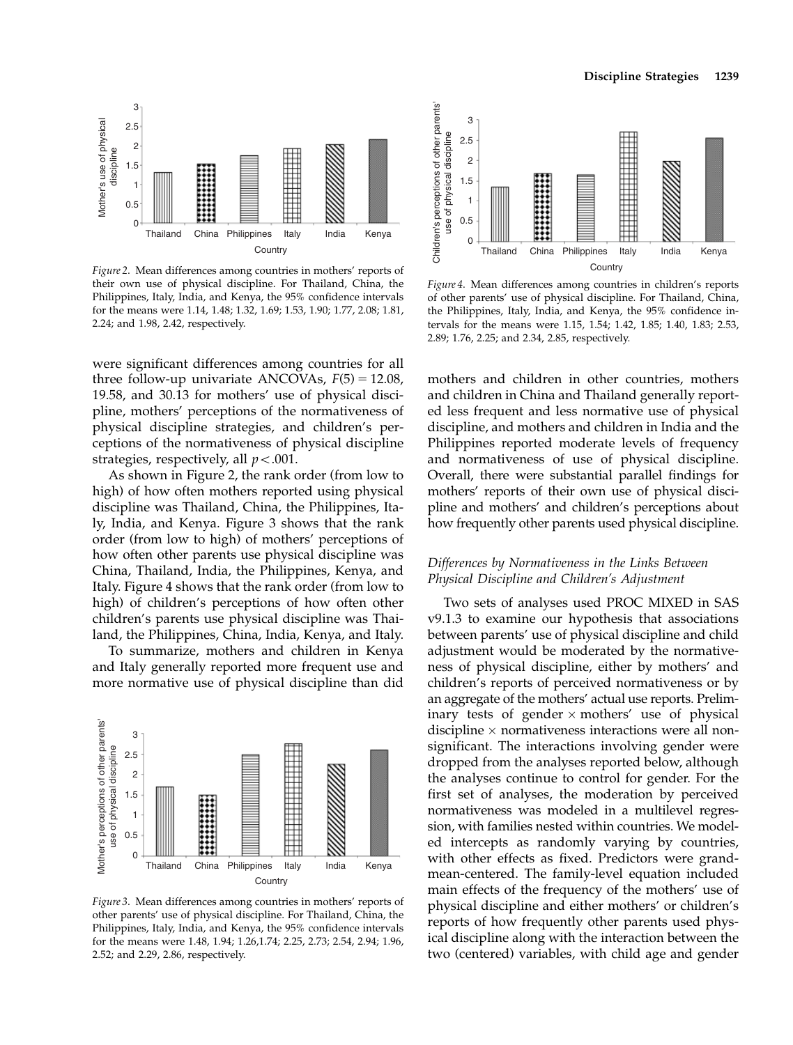*Figure 2.* Mean differences among countries in mothers' reports of their own use of physical discipline. For Thailand, China, the Philippines, Italy, India, and Kenya, the 95% confidence intervals for the means were 1.14, 1.48; 1.32, 1.69; 1.53, 1.90; 1.77, 2.08; 1.81, 2.24; and 1.98, 2.42, respectively.

were significant differences among countries for all three follow-up univariate ANCOVAs, $F(5) = 12.08$, 19.58, and 30.13 for mothers' use of physical discipline, mothers' perceptions of the normativeness of physical discipline strategies, and children's perceptions of the normativeness of physical discipline strategies, respectively, all $p < .001$.

As shown in Figure 2, the rank order (from low to high) of how often mothers reported using physical discipline was Thailand, China, the Philippines, Italy, India, and Kenya. Figure 3 shows that the rank order (from low to high) of mothers' perceptions of how often other parents use physical discipline was China, Thailand, India, the Philippines, Kenya, and Italy. Figure 4 shows that the rank order (from low to high) of children's perceptions of how often other children's parents use physical discipline was Thailand, the Philippines, China, India, Kenya, and Italy.

To summarize, mothers and children in Kenya and Italy generally reported more frequent use and more normative use of physical discipline than did mothers and children in other countries, mothers and children in China and Thailand generally reported less frequent and less normative use of physical discipline, and mothers and children in India and the Philippines reported moderate levels of frequency and normativeness of use of physical discipline. Overall, there were substantial parallel findings for mothers' reports of their own use of physical discipline and mothers' and children's perceptions about how frequently other parents used physical discipline.

*Figure 3.* Mean differences among countries in mothers' reports of other parents' use of physical discipline. For Thailand, China, the Philippines, Italy, India, and Kenya, the 95% confidence intervals for the means were 1.48, 1.94; 1.26,1.74; 2.25, 2.73; 2.54, 2.94; 1.96, 2.52; and 2.29, 2.86, respectively.

*Figure 4.* Mean differences among countries in children's reports of other parents' use of physical discipline. For Thailand, China, the Philippines, Italy, India, and Kenya, the 95% confidence intervals for the means were 1.15, 1.54; 1.42, 1.85; 1.40, 1.83; 2.53, 2.89; 1.76, 2.25; and 2.34, 2.85, respectively.

### *Differences by Normativeness in the Links Between Physical Discipline and Children's Adjustment*

Two sets of analyses used PROC MIXED in SAS v9.1.3 to examine our hypothesis that associations between parents' use of physical discipline and child adjustment would be moderated by the normativeness of physical discipline, either by mothers' and children's reports of perceived normativeness or by an aggregate of the mothers' actual use reports. Preliminary tests of gender × mothers' use of physical discipline × normativeness interactions were all nonsignificant. The interactions involving gender were dropped from the analyses reported below, although the analyses continue to control for gender. For the first set of analyses, the moderation by perceived normativeness was modeled in a multilevel regression, with families nested within countries. We modeled intercepts as randomly varying by countries, with other effects as fixed. Predictors were grand-mean-centered. The family-level equation included main effects of the frequency of the mothers' use of physical discipline and either mothers' or children's reports of how frequently other parents used physical discipline along with the interaction between the two (centered) variables, with child age and gender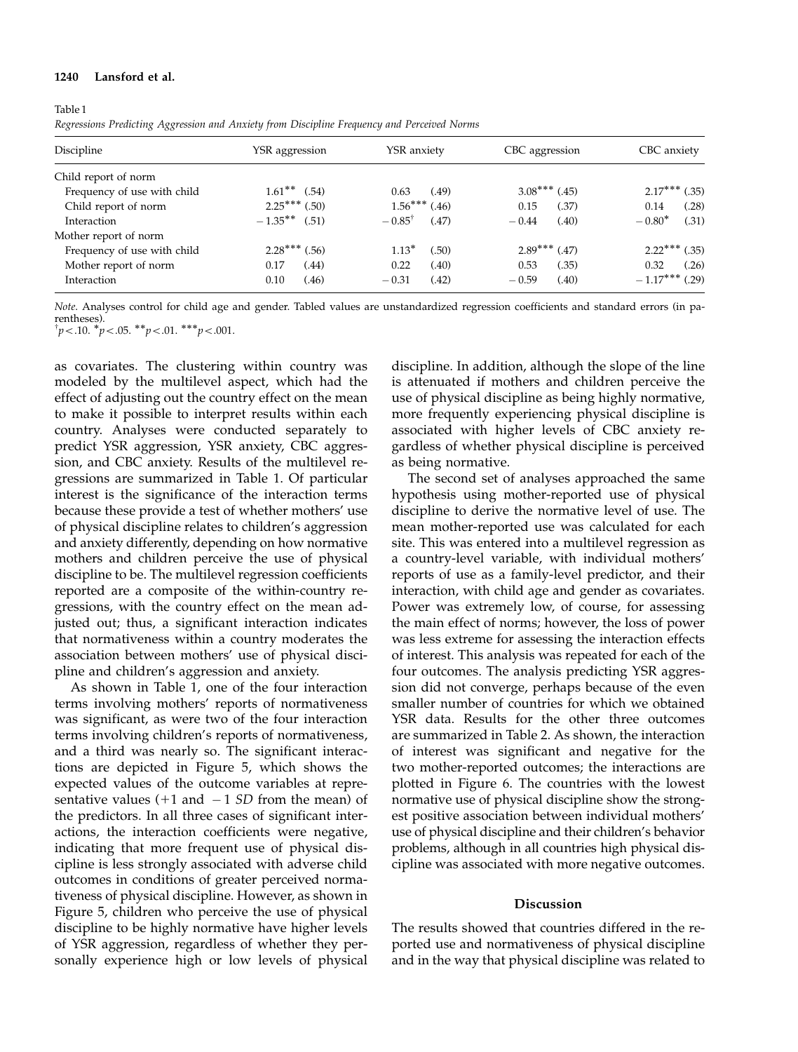Table 1

*Regressions Predicting Aggression and Anxiety from Discipline Frequency and Perceived Norms*

| Discipline | YSR aggression | YSR anxiety | CBC aggression | CBC anxiety |
|---|---|---|---|---|
| Child report of norm | | | | |
| Frequency of use with child | $1.61^{**}$ (.54) | 0.63 (.49) | $3.08^{***}$ (.45) | $2.17^{***}$ (.35) |
| Child report of norm | $2.25^{***}$ (.50) | $1.56^{***}$ (.46) | 0.15 (.37) | 0.14 (.28) |
| Interaction | $-1.35^{**}$ (.51) | $-0.85^{\dagger}$ (.47) | $-0.44$ (.40) | $-0.80^{*}$ (.31) |
| Mother report of norm | | | | |
| Frequency of use with child | $2.28^{***}$ (.56) | $1.13^{*}$ (.50) | $2.89^{***}$ (.47) | $2.22^{***}$ (.35) |
| Mother report of norm | 0.17 (.44) | 0.22 (.40) | 0.53 (.35) | 0.32 (.26) |
| Interaction | 0.10 (.46) | $-0.31$ (.42) | $-0.59$ (.40) | $-1.17^{***}$ (.29) |

*Note*. Analyses control for child age and gender. Tabled values are unstandardized regression coefficients and standard errors (in parentheses).
$^{\dagger}p<.10$. $^{*}p<.05$. $^{**}p<.01$. $^{***}p<.001$.

as covariates. The clustering within country was modeled by the multilevel aspect, which had the effect of adjusting out the country effect on the mean to make it possible to interpret results within each country. Analyses were conducted separately to predict YSR aggression, YSR anxiety, CBC aggression, and CBC anxiety. Results of the multilevel regressions are summarized in Table 1. Of particular interest is the significance of the interaction terms because these provide a test of whether mothers' use of physical discipline relates to children's aggression and anxiety differently, depending on how normative mothers and children perceive the use of physical discipline to be. The multilevel regression coefficients reported are a composite of the within-country regressions, with the country effect on the mean adjusted out; thus, a significant interaction indicates that normativeness within a country moderates the association between mothers' use of physical discipline and children's aggression and anxiety.

As shown in Table 1, one of the four interaction terms involving mothers' reports of normativeness was significant, as were two of the four interaction terms involving children's reports of normativeness, and a third was nearly so. The significant interactions are depicted in Figure 5, which shows the expected values of the outcome variables at representative values (+1 and $-1$ *SD* from the mean) of the predictors. In all three cases of significant interactions, the interaction coefficients were negative, indicating that more frequent use of physical discipline is less strongly associated with adverse child outcomes in conditions of greater perceived normativeness of physical discipline. However, as shown in Figure 5, children who perceive the use of physical discipline to be highly normative have higher levels of YSR aggression, regardless of whether they personally experience high or low levels of physical discipline. In addition, although the slope of the line is attenuated if mothers and children perceive the use of physical discipline as being highly normative, more frequently experiencing physical discipline is associated with higher levels of CBC anxiety regardless of whether physical discipline is perceived as being normative.

The second set of analyses approached the same hypothesis using mother-reported use of physical discipline to derive the normative level of use. The mean mother-reported use was calculated for each site. This was entered into a multilevel regression as a country-level variable, with individual mothers' reports of use as a family-level predictor, and their interaction, with child age and gender as covariates. Power was extremely low, of course, for assessing the main effect of norms; however, the loss of power was less extreme for assessing the interaction effects of interest. This analysis was repeated for each of the four outcomes. The analysis predicting YSR aggression did not converge, perhaps because of the even smaller number of countries for which we obtained YSR data. Results for the other three outcomes are summarized in Table 2. As shown, the interaction of interest was significant and negative for the two mother-reported outcomes; the interactions are plotted in Figure 6. The countries with the lowest normative use of physical discipline show the strongest positive association between individual mothers' use of physical discipline and their children's behavior problems, although in all countries high physical discipline was associated with more negative outcomes.

## Discussion

The results showed that countries differed in the reported use and normativeness of physical discipline and in the way that physical discipline was related to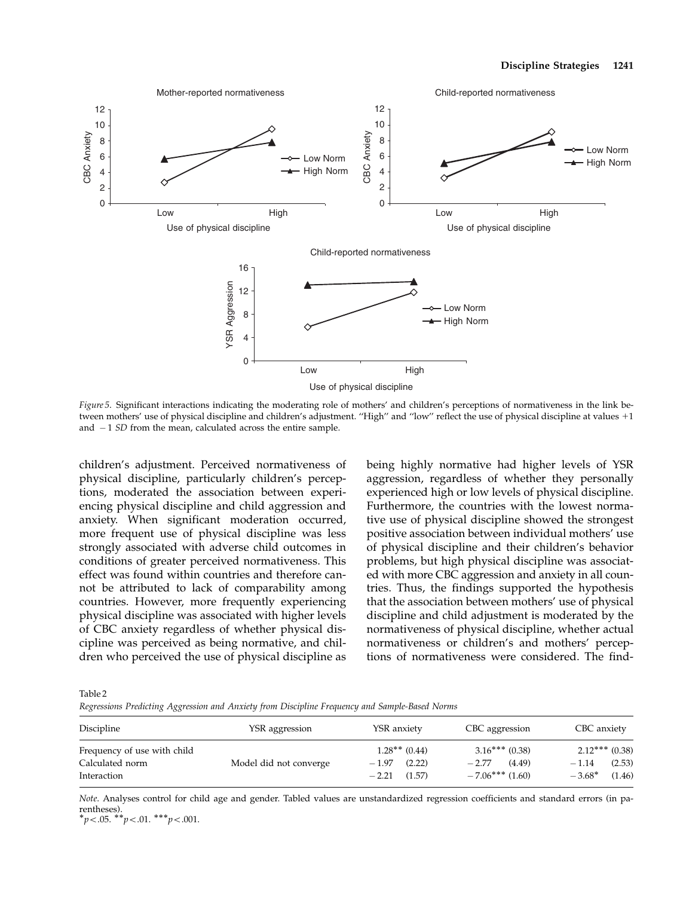*Figure 5.* Significant interactions indicating the moderating role of mothers' and children's perceptions of normativeness in the link between mothers' use of physical discipline and children's adjustment. "High" and "low" reflect the use of physical discipline at values +1 and −1 *SD* from the mean, calculated across the entire sample.

children's adjustment. Perceived normativeness of physical discipline, particularly children's perceptions, moderated the association between experiencing physical discipline and child aggression and anxiety. When significant moderation occurred, more frequent use of physical discipline was less strongly associated with adverse child outcomes in conditions of greater perceived normativeness. This effect was found within countries and therefore cannot be attributed to lack of comparability among countries. However, more frequently experiencing physical discipline was associated with higher levels of CBC anxiety regardless of whether physical discipline was perceived as being normative, and children who perceived the use of physical discipline as being highly normative had higher levels of YSR aggression, regardless of whether they personally experienced high or low levels of physical discipline. Furthermore, the countries with the lowest normative use of physical discipline showed the strongest positive association between individual mothers' use of physical discipline and their children's behavior problems, but high physical discipline was associated with more CBC aggression and anxiety in all countries. Thus, the findings supported the hypothesis that the association between mothers' use of physical discipline and child adjustment is moderated by the normativeness of physical discipline, whether actual normativeness or children's and mothers' perceptions of normativeness were considered. The find-

Table 2
*Regressions Predicting Aggression and Anxiety from Discipline Frequency and Sample-Based Norms*

| Discipline | YSR aggression | YSR anxiety | CBC aggression | CBC anxiety |
|---|---|---|---|---|
| Frequency of use with child | | 1.28** (0.44) | 3.16*** (0.38) | 2.12*** (0.38) |
| Calculated norm | Model did not converge | −1.97 (2.22) | −2.77 (4.49) | −1.14 (2.53) |
| Interaction | | −2.21 (1.57) | −7.06*** (1.60) | −3.68* (1.46) |

*Note.* Analyses control for child age and gender. Tabled values are unstandardized regression coefficients and standard errors (in parentheses).
*$p < .05$. **$p < .01$. ***$p < .001$.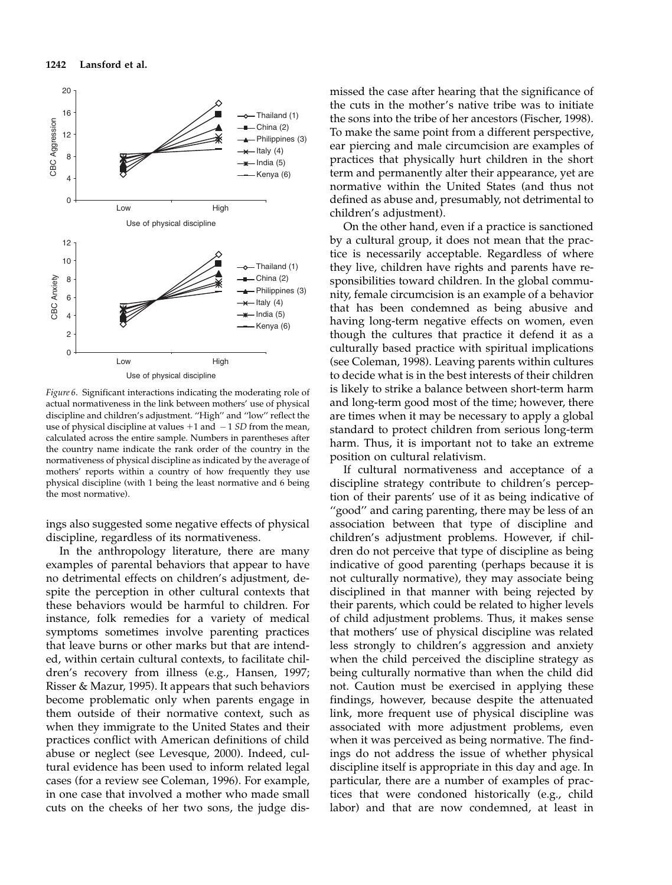20
16
12
8
4
0
CBC Aggression
Low
High
Use of physical discipline
Thailand (1)
China (2)
Philippines (3)
Italy (4)
India (5)
Kenya (6)

12
10
8
6
4
2
0
CBC Anxiety
Low
High
Use of physical discipline
Thailand (1)
China (2)
Philippines (3)
Italy (4)
India (5)
Kenya (6)

*Figure 6.* Significant interactions indicating the moderating role of actual normativeness in the link between mothers' use of physical discipline and children's adjustment. ''High'' and ''low'' reflect the use of physical discipline at values +1 and −1 *SD* from the mean, calculated across the entire sample. Numbers in parentheses after the country name indicate the rank order of the country in the normativeness of physical discipline as indicated by the average of mothers' reports within a country of how frequently they use physical discipline (with 1 being the least normative and 6 being the most normative).

ings also suggested some negative effects of physical discipline, regardless of its normativeness.

In the anthropology literature, there are many examples of parental behaviors that appear to have no detrimental effects on children's adjustment, despite the perception in other cultural contexts that these behaviors would be harmful to children. For instance, folk remedies for a variety of medical symptoms sometimes involve parenting practices that leave burns or other marks but that are intended, within certain cultural contexts, to facilitate children's recovery from illness (e.g., Hansen, 1997; Risser & Mazur, 1995). It appears that such behaviors become problematic only when parents engage in them outside of their normative context, such as when they immigrate to the United States and their practices conflict with American definitions of child abuse or neglect (see Levesque, 2000). Indeed, cultural evidence has been used to inform related legal cases (for a review see Coleman, 1996). For example, in one case that involved a mother who made small cuts on the cheeks of her two sons, the judge dismissed the case after hearing that the significance of the cuts in the mother's native tribe was to initiate the sons into the tribe of her ancestors (Fischer, 1998). To make the same point from a different perspective, ear piercing and male circumcision are examples of practices that physically hurt children in the short term and permanently alter their appearance, yet are normative within the United States (and thus not defined as abuse and, presumably, not detrimental to children's adjustment).

On the other hand, even if a practice is sanctioned by a cultural group, it does not mean that the practice is necessarily acceptable. Regardless of where they live, children have rights and parents have responsibilities toward children. In the global community, female circumcision is an example of a behavior that has been condemned as being abusive and having long-term negative effects on women, even though the cultures that practice it defend it as a culturally based practice with spiritual implications (see Coleman, 1998). Leaving parents within cultures to decide what is in the best interests of their children is likely to strike a balance between short-term harm and long-term good most of the time; however, there are times when it may be necessary to apply a global standard to protect children from serious long-term harm. Thus, it is important not to take an extreme position on cultural relativism.

If cultural normativeness and acceptance of a discipline strategy contribute to children's perception of their parents' use of it as being indicative of ''good'' and caring parenting, there may be less of an association between that type of discipline and children's adjustment problems. However, if children do not perceive that type of discipline as being indicative of good parenting (perhaps because it is not culturally normative), they may associate being disciplined in that manner with being rejected by their parents, which could be related to higher levels of child adjustment problems. Thus, it makes sense that mothers' use of physical discipline was related less strongly to children's aggression and anxiety when the child perceived the discipline strategy as being culturally normative than when the child did not. Caution must be exercised in applying these findings, however, because despite the attenuated link, more frequent use of physical discipline was associated with more adjustment problems, even when it was perceived as being normative. The findings do not address the issue of whether physical discipline itself is appropriate in this day and age. In particular, there are a number of examples of practices that were condoned historically (e.g., child labor) and that are now condemned, at least in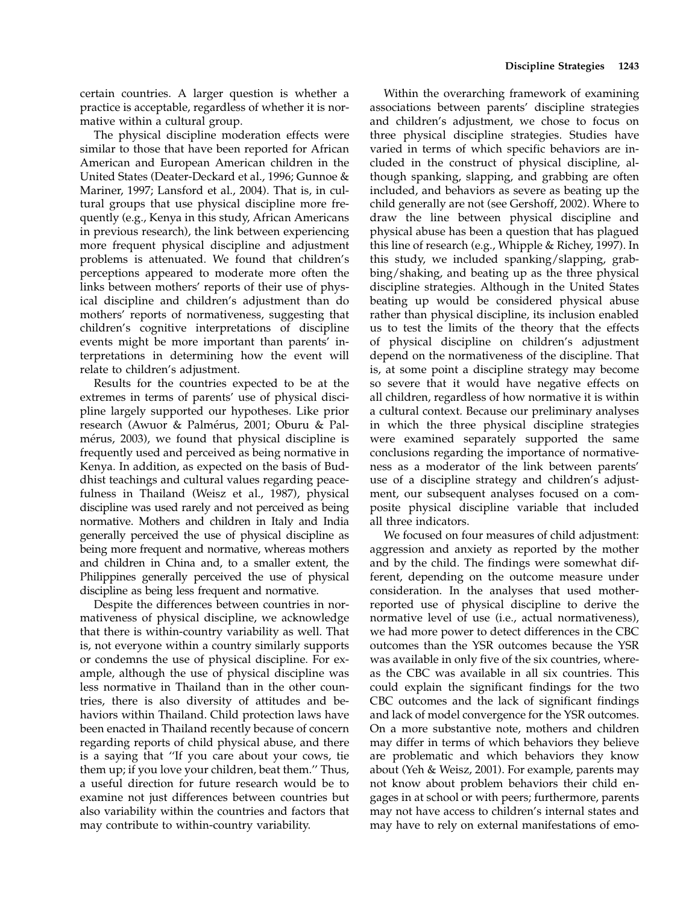certain countries. A larger question is whether a practice is acceptable, regardless of whether it is normative within a cultural group.

The physical discipline moderation effects were similar to those that have been reported for African American and European American children in the United States (Deater-Deckard et al., 1996; Gunnoe & Mariner, 1997; Lansford et al., 2004). That is, in cultural groups that use physical discipline more frequently (e.g., Kenya in this study, African Americans in previous research), the link between experiencing more frequent physical discipline and adjustment problems is attenuated. We found that children's perceptions appeared to moderate more often the links between mothers' reports of their use of physical discipline and children's adjustment than do mothers' reports of normativeness, suggesting that children's cognitive interpretations of discipline events might be more important than parents' interpretations in determining how the event will relate to children's adjustment.

Results for the countries expected to be at the extremes in terms of parents' use of physical discipline largely supported our hypotheses. Like prior research (Awuor & Palmérus, 2001; Oburu & Palmérus, 2003), we found that physical discipline is frequently used and perceived as being normative in Kenya. In addition, as expected on the basis of Buddhist teachings and cultural values regarding peacefulness in Thailand (Weisz et al., 1987), physical discipline was used rarely and not perceived as being normative. Mothers and children in Italy and India generally perceived the use of physical discipline as being more frequent and normative, whereas mothers and children in China and, to a smaller extent, the Philippines generally perceived the use of physical discipline as being less frequent and normative.

Despite the differences between countries in normativeness of physical discipline, we acknowledge that there is within-country variability as well. That is, not everyone within a country similarly supports or condemns the use of physical discipline. For example, although the use of physical discipline was less normative in Thailand than in the other countries, there is also diversity of attitudes and behaviors within Thailand. Child protection laws have been enacted in Thailand recently because of concern regarding reports of child physical abuse, and there is a saying that "If you care about your cows, tie them up; if you love your children, beat them." Thus, a useful direction for future research would be to examine not just differences between countries but also variability within the countries and factors that may contribute to within-country variability.

Within the overarching framework of examining associations between parents' discipline strategies and children's adjustment, we chose to focus on three physical discipline strategies. Studies have varied in terms of which specific behaviors are included in the construct of physical discipline, although spanking, slapping, and grabbing are often included, and behaviors as severe as beating up the child generally are not (see Gershoff, 2002). Where to draw the line between physical discipline and physical abuse has been a question that has plagued this line of research (e.g., Whipple & Richey, 1997). In this study, we included spanking/slapping, grabbing/shaking, and beating up as the three physical discipline strategies. Although in the United States beating up would be considered physical abuse rather than physical discipline, its inclusion enabled us to test the limits of the theory that the effects of physical discipline on children's adjustment depend on the normativeness of the discipline. That is, at some point a discipline strategy may become so severe that it would have negative effects on all children, regardless of how normative it is within a cultural context. Because our preliminary analyses in which the three physical discipline strategies were examined separately supported the same conclusions regarding the importance of normativeness as a moderator of the link between parents' use of a discipline strategy and children's adjustment, our subsequent analyses focused on a composite physical discipline variable that included all three indicators.

We focused on four measures of child adjustment: aggression and anxiety as reported by the mother and by the child. The findings were somewhat different, depending on the outcome measure under consideration. In the analyses that used mother-reported use of physical discipline to derive the normative level of use (i.e., actual normativeness), we had more power to detect differences in the CBC outcomes than the YSR outcomes because the YSR was available in only five of the six countries, whereas the CBC was available in all six countries. This could explain the significant findings for the two CBC outcomes and the lack of significant findings and lack of model convergence for the YSR outcomes. On a more substantive note, mothers and children may differ in terms of which behaviors they believe are problematic and which behaviors they know about (Yeh & Weisz, 2001). For example, parents may not know about problem behaviors their child engages in at school or with peers; furthermore, parents may not have access to children's internal states and may have to rely on external manifestations of emo-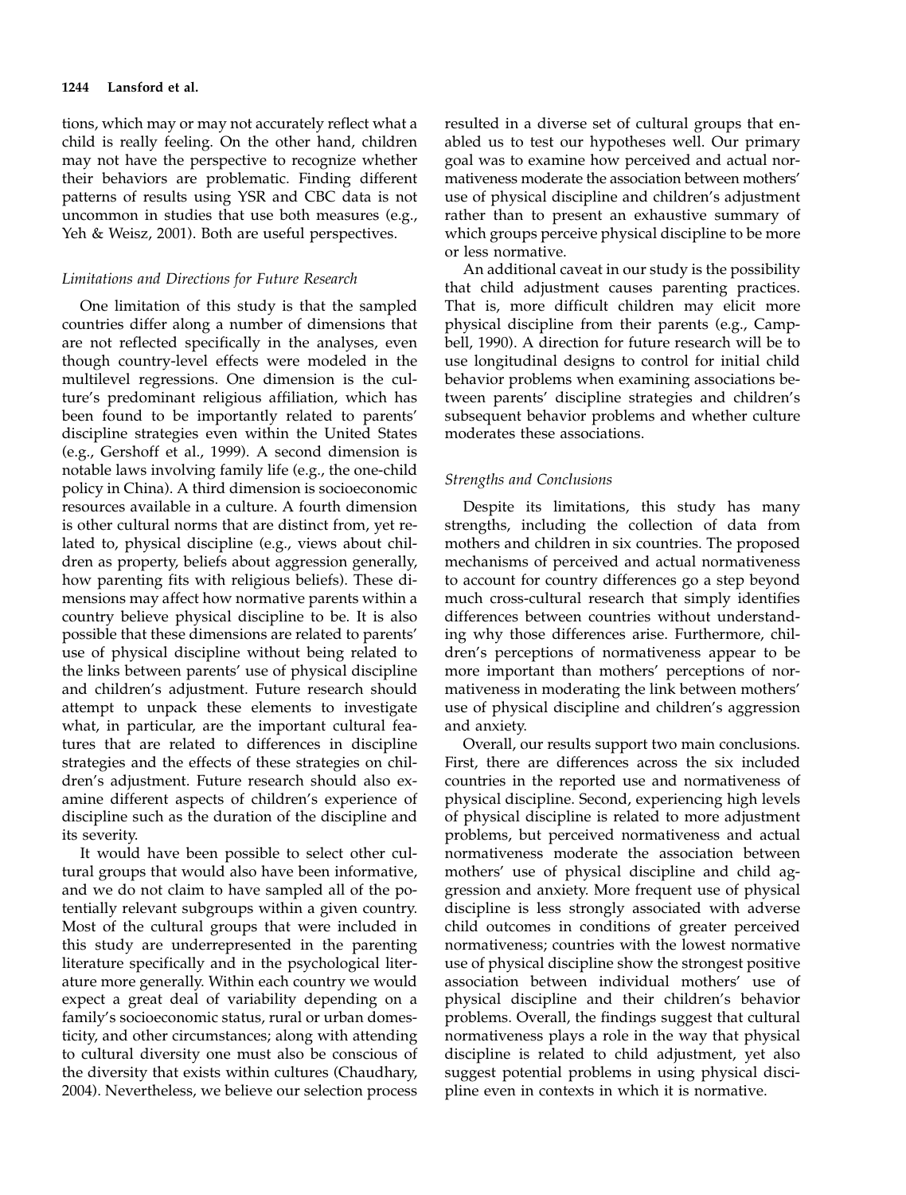tions, which may or may not accurately reflect what a child is really feeling. On the other hand, children may not have the perspective to recognize whether their behaviors are problematic. Finding different patterns of results using YSR and CBC data is not uncommon in studies that use both measures (e.g., Yeh & Weisz, 2001). Both are useful perspectives.

### *Limitations and Directions for Future Research*

One limitation of this study is that the sampled countries differ along a number of dimensions that are not reflected specifically in the analyses, even though country-level effects were modeled in the multilevel regressions. One dimension is the culture's predominant religious affiliation, which has been found to be importantly related to parents' discipline strategies even within the United States (e.g., Gershoff et al., 1999). A second dimension is notable laws involving family life (e.g., the one-child policy in China). A third dimension is socioeconomic resources available in a culture. A fourth dimension is other cultural norms that are distinct from, yet related to, physical discipline (e.g., views about children as property, beliefs about aggression generally, how parenting fits with religious beliefs). These dimensions may affect how normative parents within a country believe physical discipline to be. It is also possible that these dimensions are related to parents' use of physical discipline without being related to the links between parents' use of physical discipline and children's adjustment. Future research should attempt to unpack these elements to investigate what, in particular, are the important cultural features that are related to differences in discipline strategies and the effects of these strategies on children's adjustment. Future research should also examine different aspects of children's experience of discipline such as the duration of the discipline and its severity.

It would have been possible to select other cultural groups that would also have been informative, and we do not claim to have sampled all of the potentially relevant subgroups within a given country. Most of the cultural groups that were included in this study are underrepresented in the parenting literature specifically and in the psychological literature more generally. Within each country we would expect a great deal of variability depending on a family's socioeconomic status, rural or urban domesticity, and other circumstances; along with attending to cultural diversity one must also be conscious of the diversity that exists within cultures (Chaudhary, 2004). Nevertheless, we believe our selection process resulted in a diverse set of cultural groups that enabled us to test our hypotheses well. Our primary goal was to examine how perceived and actual normativeness moderate the association between mothers' use of physical discipline and children's adjustment rather than to present an exhaustive summary of which groups perceive physical discipline to be more or less normative.

An additional caveat in our study is the possibility that child adjustment causes parenting practices. That is, more difficult children may elicit more physical discipline from their parents (e.g., Campbell, 1990). A direction for future research will be to use longitudinal designs to control for initial child behavior problems when examining associations between parents' discipline strategies and children's subsequent behavior problems and whether culture moderates these associations.

### *Strengths and Conclusions*

Despite its limitations, this study has many strengths, including the collection of data from mothers and children in six countries. The proposed mechanisms of perceived and actual normativeness to account for country differences go a step beyond much cross-cultural research that simply identifies differences between countries without understanding why those differences arise. Furthermore, children's perceptions of normativeness appear to be more important than mothers' perceptions of normativeness in moderating the link between mothers' use of physical discipline and children's aggression and anxiety.

Overall, our results support two main conclusions. First, there are differences across the six included countries in the reported use and normativeness of physical discipline. Second, experiencing high levels of physical discipline is related to more adjustment problems, but perceived normativeness and actual normativeness moderate the association between mothers' use of physical discipline and child aggression and anxiety. More frequent use of physical discipline is less strongly associated with adverse child outcomes in conditions of greater perceived normativeness; countries with the lowest normative use of physical discipline show the strongest positive association between individual mothers' use of physical discipline and their children's behavior problems. Overall, the findings suggest that cultural normativeness plays a role in the way that physical discipline is related to child adjustment, yet also suggest potential problems in using physical discipline even in contexts in which it is normative.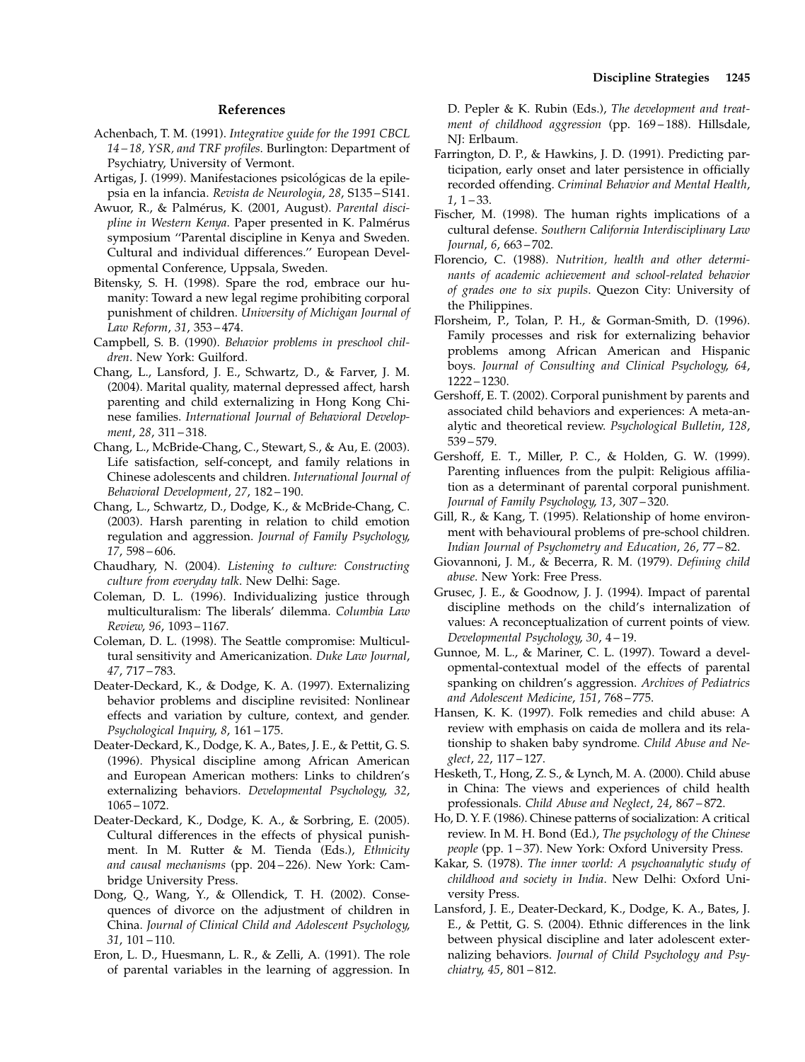## References

Achenbach, T. M. (1991). *Integrative guide for the 1991 CBCL 14–18, YSR, and TRF profiles*. Burlington: Department of Psychiatry, University of Vermont.

Artigas, J. (1999). Manifestaciones psicológicas de la epilepsia en la infancia. *Revista de Neurologia*, *28*, S135–S141.

Awuor, R., & Palmérus, K. (2001, August). *Parental discipline in Western Kenya*. Paper presented in K. Palmérus symposium "Parental discipline in Kenya and Sweden. Cultural and individual differences." European Developmental Conference, Uppsala, Sweden.

Bitensky, S. H. (1998). Spare the rod, embrace our humanity: Toward a new legal regime prohibiting corporal punishment of children. *University of Michigan Journal of Law Reform*, *31*, 353–474.

Campbell, S. B. (1990). *Behavior problems in preschool children*. New York: Guilford.

Chang, L., Lansford, J. E., Schwartz, D., & Farver, J. M. (2004). Marital quality, maternal depressed affect, harsh parenting and child externalizing in Hong Kong Chinese families. *International Journal of Behavioral Development*, *28*, 311–318.

Chang, L., McBride-Chang, C., Stewart, S., & Au, E. (2003). Life satisfaction, self-concept, and family relations in Chinese adolescents and children. *International Journal of Behavioral Development*, *27*, 182–190.

Chang, L., Schwartz, D., Dodge, K., & McBride-Chang, C. (2003). Harsh parenting in relation to child emotion regulation and aggression. *Journal of Family Psychology*, *17*, 598–606.

Chaudhary, N. (2004). *Listening to culture: Constructing culture from everyday talk*. New Delhi: Sage.

Coleman, D. L. (1996). Individualizing justice through multiculturalism: The liberals' dilemma. *Columbia Law Review*, *96*, 1093–1167.

Coleman, D. L. (1998). The Seattle compromise: Multicultural sensitivity and Americanization. *Duke Law Journal*, *47*, 717–783.

Deater-Deckard, K., & Dodge, K. A. (1997). Externalizing behavior problems and discipline revisited: Nonlinear effects and variation by culture, context, and gender. *Psychological Inquiry*, *8*, 161–175.

Deater-Deckard, K., Dodge, K. A., Bates, J. E., & Pettit, G. S. (1996). Physical discipline among African American and European American mothers: Links to children's externalizing behaviors. *Developmental Psychology*, *32*, 1065–1072.

Deater-Deckard, K., Dodge, K. A., & Sorbring, E. (2005). Cultural differences in the effects of physical punishment. In M. Rutter & M. Tienda (Eds.), *Ethnicity and causal mechanisms* (pp. 204–226). New York: Cambridge University Press.

Dong, Q., Wang, Y., & Ollendick, T. H. (2002). Consequences of divorce on the adjustment of children in China. *Journal of Clinical Child and Adolescent Psychology*, *31*, 101–110.

Eron, L. D., Huesmann, L. R., & Zelli, A. (1991). The role of parental variables in the learning of aggression. In D. Pepler & K. Rubin (Eds.), *The development and treatment of childhood aggression* (pp. 169–188). Hillsdale, NJ: Erlbaum.

Farrington, D. P., & Hawkins, J. D. (1991). Predicting participation, early onset and later persistence in officially recorded offending. *Criminal Behavior and Mental Health*, *1*, 1–33.

Fischer, M. (1998). The human rights implications of a cultural defense. *Southern California Interdisciplinary Law Journal*, *6*, 663–702.

Florencio, C. (1988). *Nutrition, health and other determinants of academic achievement and school-related behavior of grades one to six pupils*. Quezon City: University of the Philippines.

Florsheim, P., Tolan, P. H., & Gorman-Smith, D. (1996). Family processes and risk for externalizing behavior problems among African American and Hispanic boys. *Journal of Consulting and Clinical Psychology*, *64*, 1222–1230.

Gershoff, E. T. (2002). Corporal punishment by parents and associated child behaviors and experiences: A meta-analytic and theoretical review. *Psychological Bulletin*, *128*, 539–579.

Gershoff, E. T., Miller, P. C., & Holden, G. W. (1999). Parenting influences from the pulpit: Religious affiliation as a determinant of parental corporal punishment. *Journal of Family Psychology*, *13*, 307–320.

Gill, R., & Kang, T. (1995). Relationship of home environment with behavioural problems of pre-school children. *Indian Journal of Psychometry and Education*, *26*, 77–82.

Giovannoni, J. M., & Becerra, R. M. (1979). *Defining child abuse*. New York: Free Press.

Grusec, J. E., & Goodnow, J. J. (1994). Impact of parental discipline methods on the child's internalization of values: A reconceptualization of current points of view. *Developmental Psychology*, *30*, 4–19.

Gunnoe, M. L., & Mariner, C. L. (1997). Toward a developmental-contextual model of the effects of parental spanking on children's aggression. *Archives of Pediatrics and Adolescent Medicine*, *151*, 768–775.

Hansen, K. K. (1997). Folk remedies and child abuse: A review with emphasis on caida de mollera and its relationship to shaken baby syndrome. *Child Abuse and Neglect*, *22*, 117–127.

Hesketh, T., Hong, Z. S., & Lynch, M. A. (2000). Child abuse in China: The views and experiences of child health professionals. *Child Abuse and Neglect*, *24*, 867–872.

Ho, D. Y. F. (1986). Chinese patterns of socialization: A critical review. In M. H. Bond (Ed.), *The psychology of the Chinese people* (pp. 1–37). New York: Oxford University Press.

Kakar, S. (1978). *The inner world: A psychoanalytic study of childhood and society in India*. New Delhi: Oxford University Press.

Lansford, J. E., Deater-Deckard, K., Dodge, K. A., Bates, J. E., & Pettit, G. S. (2004). Ethnic differences in the link between physical discipline and later adolescent externalizing behaviors. *Journal of Child Psychology and Psychiatry*, *45*, 801–812.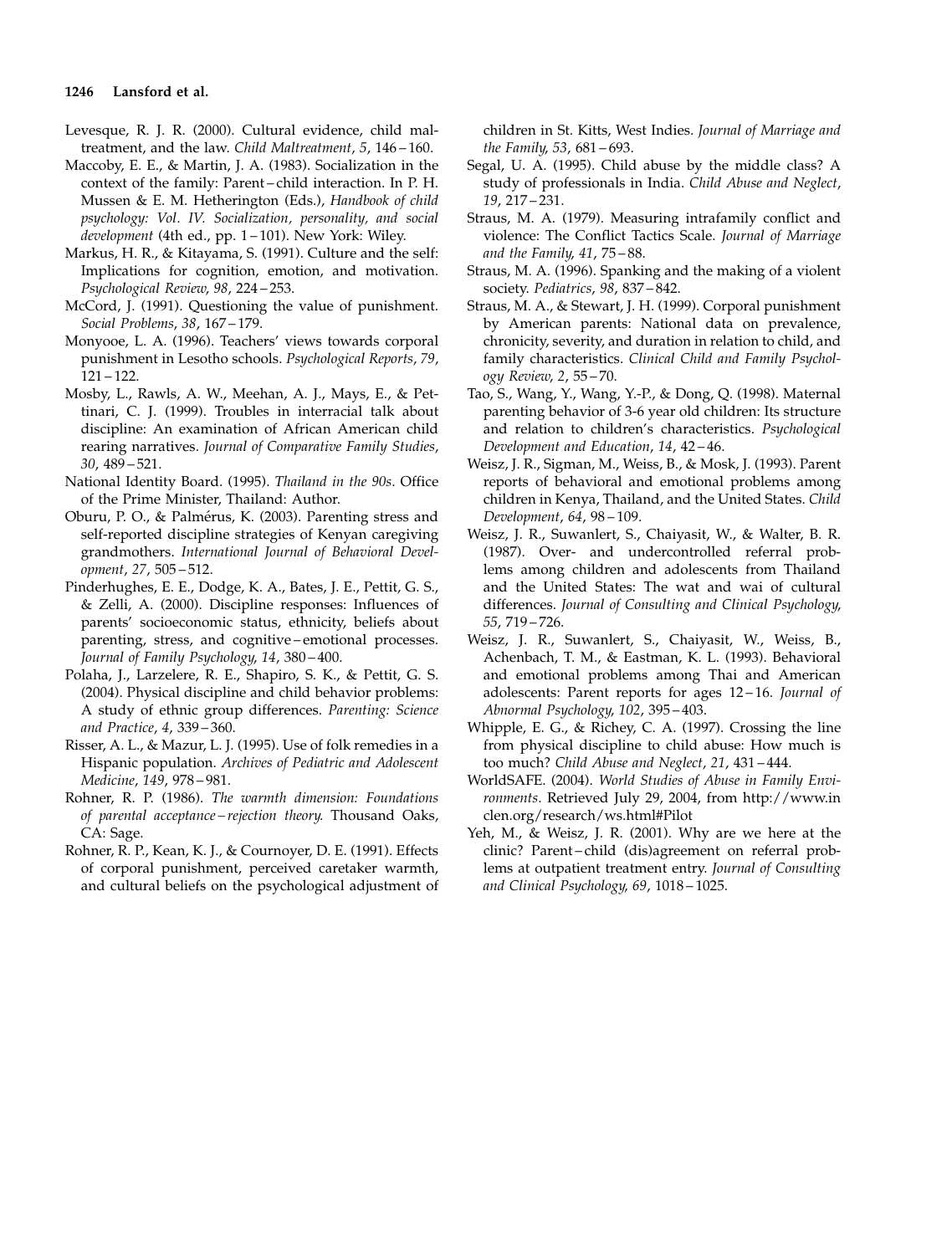Levesque, R. J. R. (2000). Cultural evidence, child maltreatment, and the law. *Child Maltreatment*, *5*, 146–160.

Maccoby, E. E., & Martin, J. A. (1983). Socialization in the context of the family: Parent–child interaction. In P. H. Mussen & E. M. Hetherington (Eds.), *Handbook of child psychology: Vol. IV. Socialization, personality, and social development* (4th ed., pp. 1–101). New York: Wiley.

Markus, H. R., & Kitayama, S. (1991). Culture and the self: Implications for cognition, emotion, and motivation. *Psychological Review*, *98*, 224–253.

McCord, J. (1991). Questioning the value of punishment. *Social Problems*, *38*, 167–179.

Monyooe, L. A. (1996). Teachers' views towards corporal punishment in Lesotho schools. *Psychological Reports*, *79*, 121–122.

Mosby, L., Rawls, A. W., Meehan, A. J., Mays, E., & Pettinari, C. J. (1999). Troubles in interracial talk about discipline: An examination of African American child rearing narratives. *Journal of Comparative Family Studies*, *30*, 489–521.

National Identity Board. (1995). *Thailand in the 90s*. Office of the Prime Minister, Thailand: Author.

Oburu, P. O., & Palmérus, K. (2003). Parenting stress and self-reported discipline strategies of Kenyan caregiving grandmothers. *International Journal of Behavioral Development*, *27*, 505–512.

Pinderhughes, E. E., Dodge, K. A., Bates, J. E., Pettit, G. S., & Zelli, A. (2000). Discipline responses: Influences of parents' socioeconomic status, ethnicity, beliefs about parenting, stress, and cognitive–emotional processes. *Journal of Family Psychology*, *14*, 380–400.

Polaha, J., Larzelere, R. E., Shapiro, S. K., & Pettit, G. S. (2004). Physical discipline and child behavior problems: A study of ethnic group differences. *Parenting: Science and Practice*, *4*, 339–360.

Risser, A. L., & Mazur, L. J. (1995). Use of folk remedies in a Hispanic population. *Archives of Pediatric and Adolescent Medicine*, *149*, 978–981.

Rohner, R. P. (1986). *The warmth dimension: Foundations of parental acceptance–rejection theory.* Thousand Oaks, CA: Sage.

Rohner, R. P., Kean, K. J., & Cournoyer, D. E. (1991). Effects of corporal punishment, perceived caretaker warmth, and cultural beliefs on the psychological adjustment of children in St. Kitts, West Indies. *Journal of Marriage and the Family*, *53*, 681–693.

Segal, U. A. (1995). Child abuse by the middle class? A study of professionals in India. *Child Abuse and Neglect*, *19*, 217–231.

Straus, M. A. (1979). Measuring intrafamily conflict and violence: The Conflict Tactics Scale. *Journal of Marriage and the Family*, *41*, 75–88.

Straus, M. A. (1996). Spanking and the making of a violent society. *Pediatrics*, *98*, 837–842.

Straus, M. A., & Stewart, J. H. (1999). Corporal punishment by American parents: National data on prevalence, chronicity, severity, and duration in relation to child, and family characteristics. *Clinical Child and Family Psychology Review*, *2*, 55–70.

Tao, S., Wang, Y., Wang, Y.-P., & Dong, Q. (1998). Maternal parenting behavior of 3-6 year old children: Its structure and relation to children's characteristics. *Psychological Development and Education*, *14*, 42–46.

Weisz, J. R., Sigman, M., Weiss, B., & Mosk, J. (1993). Parent reports of behavioral and emotional problems among children in Kenya, Thailand, and the United States. *Child Development*, *64*, 98–109.

Weisz, J. R., Suwanlert, S., Chaiyasit, W., & Walter, B. R. (1987). Over- and undercontrolled referral problems among children and adolescents from Thailand and the United States: The wat and wai of cultural differences. *Journal of Consulting and Clinical Psychology*, *55*, 719–726.

Weisz, J. R., Suwanlert, S., Chaiyasit, W., Weiss, B., Achenbach, T. M., & Eastman, K. L. (1993). Behavioral and emotional problems among Thai and American adolescents: Parent reports for ages 12–16. *Journal of Abnormal Psychology*, *102*, 395–403.

Whipple, E. G., & Richey, C. A. (1997). Crossing the line from physical discipline to child abuse: How much is too much? *Child Abuse and Neglect*, *21*, 431–444.

WorldSAFE. (2004). *World Studies of Abuse in Family Environments*. Retrieved July 29, 2004, from http://www.inclen.org/research/ws.html#Pilot

Yeh, M., & Weisz, J. R. (2001). Why are we here at the clinic? Parent–child (dis)agreement on referral problems at outpatient treatment entry. *Journal of Consulting and Clinical Psychology*, *69*, 1018–1025.